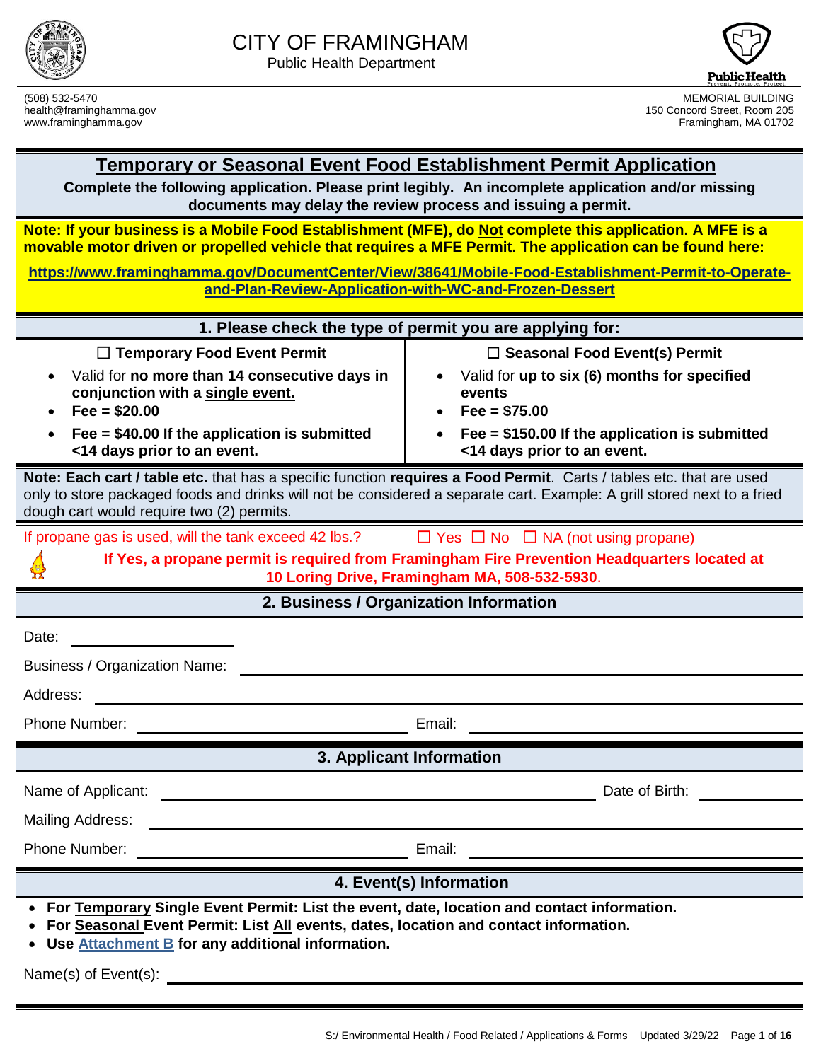# CITY OF FRAMINGHAM

Public Health Department

(508) 532-5470
health@framinghamma.gov
www.framinghamma.gov

MEMORIAL BUILDING
150 Concord Street, Room 205
Framingham, MA 01702

## Temporary or Seasonal Event Food Establishment Permit Application

**Complete the following application. Please print legibly. An incomplete application and/or missing documents may delay the review process and issuing a permit.**

**Note: If your business is a Mobile Food Establishment (MFE), do Not complete this application. A MFE is a movable motor driven or propelled vehicle that requires a MFE Permit. The application can be found here:**

**https://www.framinghamma.gov/DocumentCenter/View/38641/Mobile-Food-Establishment-Permit-to-Operate-and-Plan-Review-Application-with-WC-and-Frozen-Dessert**

### 1. Please check the type of permit you are applying for:

| ☐ **Temporary Food Event Permit** | ☐ **Seasonal Food Event(s) Permit** |
|---|---|
| • Valid for **no more than 14 consecutive days in conjunction with a single event.** | • Valid for **up to six (6) months for specified events** |
| • **Fee = $20.00** | • **Fee = $75.00** |
| • **Fee = $40.00 If the application is submitted <14 days prior to an event.** | • **Fee = $150.00 If the application is submitted <14 days prior to an event.** |

**Note: Each cart / table etc.** that has a specific function **requires a Food Permit**. Carts / tables etc. that are used only to store packaged foods and drinks will not be considered a separate cart. Example: A grill stored next to a fried dough cart would require two (2) permits.

If propane gas is used, will the tank exceed 42 lbs.? ☐ Yes ☐ No ☐ NA (not using propane)

**If Yes, a propane permit is required from Framingham Fire Prevention Headquarters located at 10 Loring Drive, Framingham MA, 508-532-5930.**

### 2. Business / Organization Information

Date: ____________________

Business / Organization Name: ____________________

Address: ____________________

Phone Number: ____________________ Email: ____________________

### 3. Applicant Information

Name of Applicant: ____________________ Date of Birth: ____________

Mailing Address: ____________________

Phone Number: ____________________ Email: ____________________

### 4. Event(s) Information

- **For Temporary Single Event Permit: List the event, date, location and contact information.**
- **For Seasonal Event Permit: List All events, dates, location and contact information.**
- **Use Attachment B for any additional information.**

Name(s) of Event(s): ____________________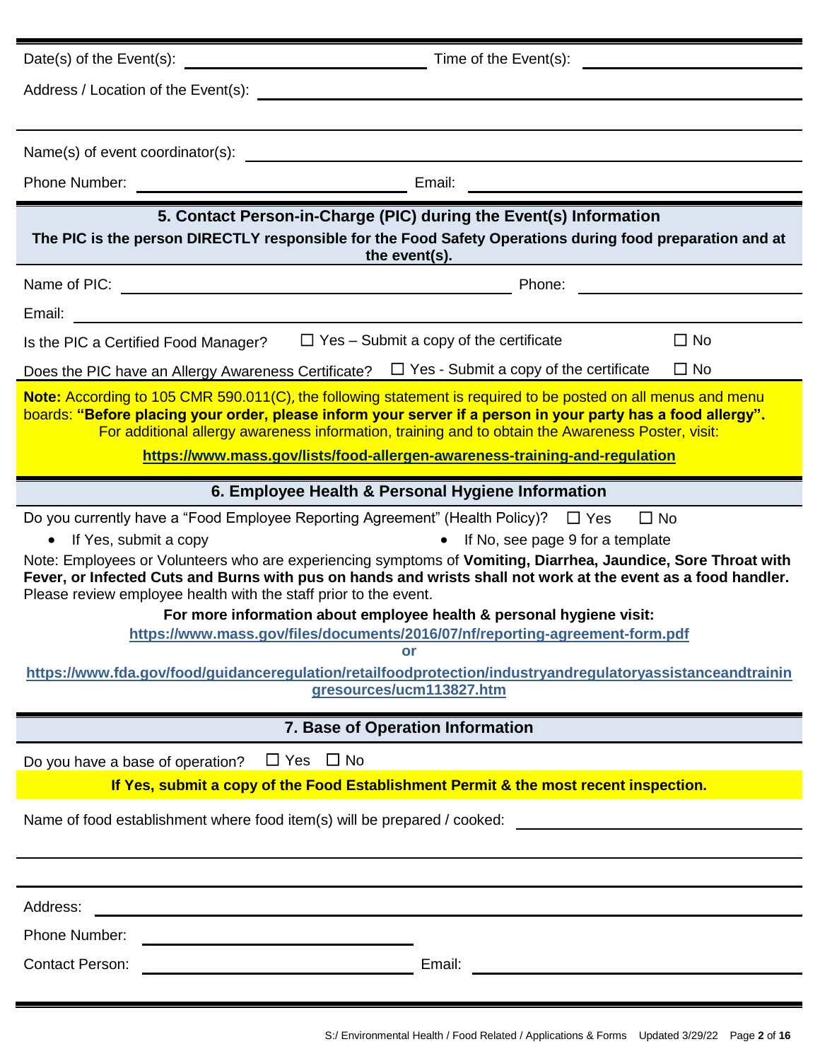Date(s) of the Event(s): ______________________ Time of the Event(s): ______________________

Address / Location of the Event(s): ______________________________________________

______________________________________________

Name(s) of event coordinator(s): ______________________________________________

Phone Number: ______________________ Email: ______________________

## 5. Contact Person-in-Charge (PIC) during the Event(s) Information

**The PIC is the person DIRECTLY responsible for the Food Safety Operations during food preparation and at the event(s).**

Name of PIC: ______________________ Phone: ______________________

Email: ______________________________________________

Is the PIC a Certified Food Manager? ☐ Yes – Submit a copy of the certificate ☐ No

Does the PIC have an Allergy Awareness Certificate? ☐ Yes - Submit a copy of the certificate ☐ No

**Note:** According to 105 CMR 590.011(C), the following statement is required to be posted on all menus and menu boards: **"Before placing your order, please inform your server if a person in your party has a food allergy".**
For additional allergy awareness information, training and to obtain the Awareness Poster, visit:

**https://www.mass.gov/lists/food-allergen-awareness-training-and-regulation**

## 6. Employee Health & Personal Hygiene Information

Do you currently have a "Food Employee Reporting Agreement" (Health Policy)? ☐ Yes ☐ No

- If Yes, submit a copy
- If No, see page 9 for a template

Note: Employees or Volunteers who are experiencing symptoms of **Vomiting, Diarrhea, Jaundice, Sore Throat with Fever, or Infected Cuts and Burns with pus on hands and wrists shall not work at the event as a food handler.** Please review employee health with the staff prior to the event.

**For more information about employee health & personal hygiene visit:**

**https://www.mass.gov/files/documents/2016/07/nf/reporting-agreement-form.pdf**

**or**

**https://www.fda.gov/food/guidanceregulation/retailfoodprotection/industryandregulatoryassistanceandtrainingresources/ucm113827.htm**

## 7. Base of Operation Information

Do you have a base of operation? ☐ Yes ☐ No

**If Yes, submit a copy of the Food Establishment Permit & the most recent inspection.**

Name of food establishment where food item(s) will be prepared / cooked: ______________________

______________________________________________

______________________________________________

Address: ______________________________________________

Phone Number: ______________________

Contact Person: ______________________ Email: ______________________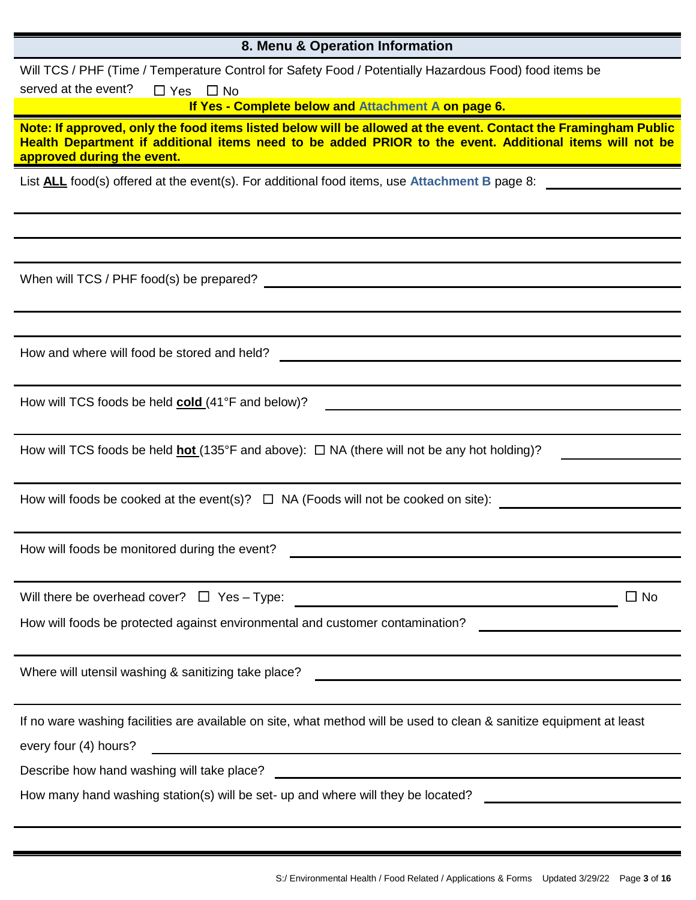## 8. Menu & Operation Information

Will TCS / PHF (Time / Temperature Control for Safety Food / Potentially Hazardous Food) food items be served at the event? ☐ Yes ☐ No

**If Yes - Complete below and Attachment A on page 6.**

**Note: If approved, only the food items listed below will be allowed at the event. Contact the Framingham Public Health Department if additional items need to be added PRIOR to the event. Additional items will not be approved during the event.**

List **ALL** food(s) offered at the event(s). For additional food items, use **Attachment B** page 8: ______________________

______________________________________________________________________

______________________________________________________________________

When will TCS / PHF food(s) be prepared? ______________________________________________

______________________________________________________________________

How and where will food be stored and held? ______________________________________________

How will TCS foods be held **cold** (41°F and below)? ______________________________________________

How will TCS foods be held **hot** (135°F and above): ☐ NA (there will not be any hot holding)? ______________

How will foods be cooked at the event(s)? ☐ NA (Foods will not be cooked on site): ______________________

How will foods be monitored during the event? ______________________________________________

Will there be overhead cover? ☐ Yes – Type: ______________________________________ ☐ No

How will foods be protected against environmental and customer contamination? ______________________

Where will utensil washing & sanitizing take place? ______________________________________________

If no ware washing facilities are available on site, what method will be used to clean & sanitize equipment at least every four (4) hours? ______________________________________________

Describe how hand washing will take place? ______________________________________________

How many hand washing station(s) will be set- up and where will they be located? ______________________

______________________________________________________________________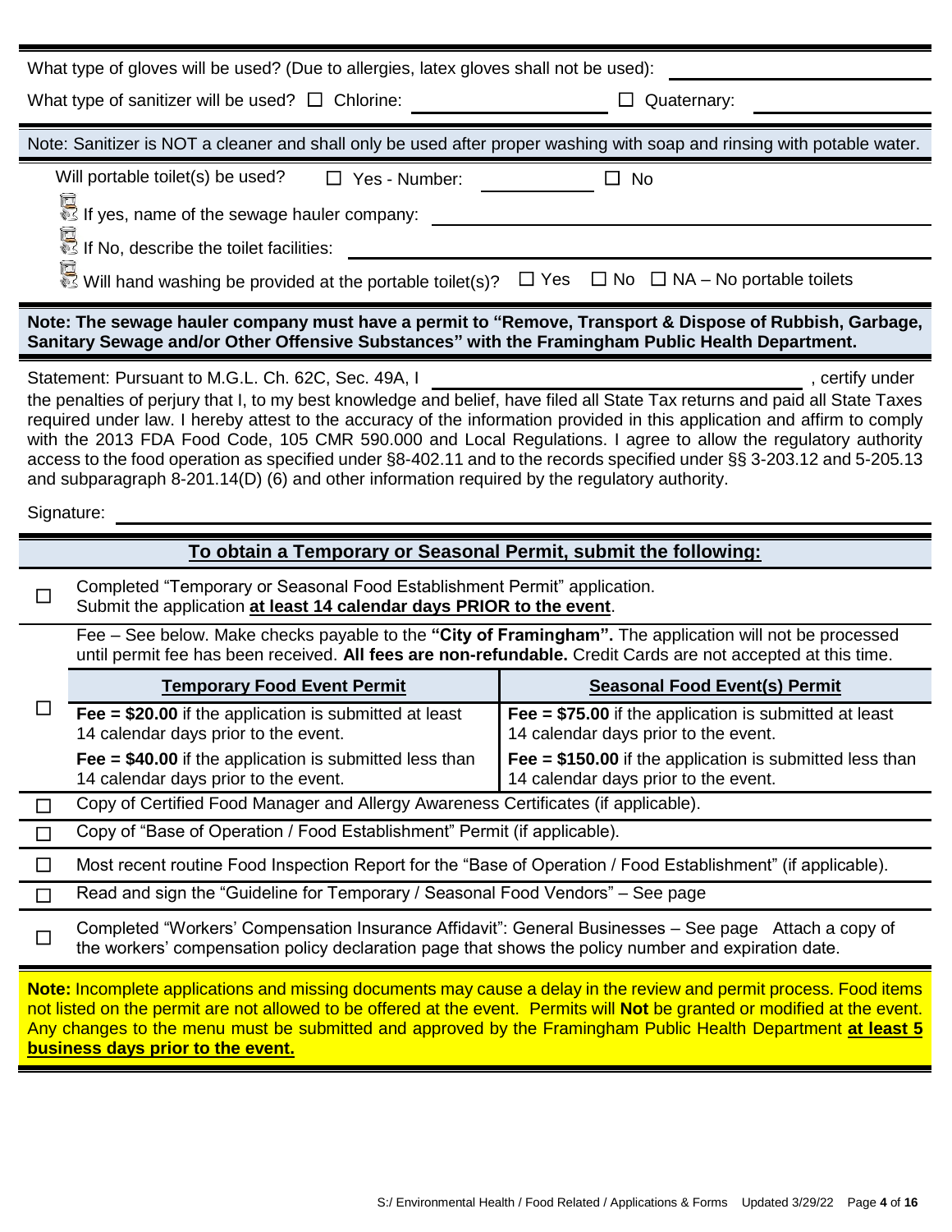What type of gloves will be used? (Due to allergies, latex gloves shall not be used): ____________________

What type of sanitizer will be used? ☐ Chlorine: ____________________ ☐ Quaternary: ____________________

Note: Sanitizer is NOT a cleaner and shall only be used after proper washing with soap and rinsing with potable water.

Will portable toilet(s) be used? ☐ Yes - Number: __________ ☐ No

- If yes, name of the sewage hauler company: ____________________
- If No, describe the toilet facilities: ____________________
- Will hand washing be provided at the portable toilet(s)? ☐ Yes ☐ No ☐ NA – No portable toilets

**Note: The sewage hauler company must have a permit to "Remove, Transport & Dispose of Rubbish, Garbage, Sanitary Sewage and/or Other Offensive Substances" with the Framingham Public Health Department.**

Statement: Pursuant to M.G.L. Ch. 62C, Sec. 49A, I ____________________, certify under the penalties of perjury that I, to my best knowledge and belief, have filed all State Tax returns and paid all State Taxes required under law. I hereby attest to the accuracy of the information provided in this application and affirm to comply with the 2013 FDA Food Code, 105 CMR 590.000 and Local Regulations. I agree to allow the regulatory authority access to the food operation as specified under §8-402.11 and to the records specified under §§ 3-203.12 and 5-205.13 and subparagraph 8-201.14(D) (6) and other information required by the regulatory authority.

Signature: ____________________

## To obtain a Temporary or Seasonal Permit, submit the following:

☐ Completed "Temporary or Seasonal Food Establishment Permit" application. Submit the application **at least 14 calendar days PRIOR to the event**.

☐ Fee – See below. Make checks payable to the **"City of Framingham".** The application will not be processed until permit fee has been received. **All fees are non-refundable.** Credit Cards are not accepted at this time.

| Temporary Food Event Permit | Seasonal Food Event(s) Permit |
|---|---|
| **Fee = $20.00** if the application is submitted at least 14 calendar days prior to the event. | **Fee = $75.00** if the application is submitted at least 14 calendar days prior to the event. |
| **Fee = $40.00** if the application is submitted less than 14 calendar days prior to the event. | **Fee = $150.00** if the application is submitted less than 14 calendar days prior to the event. |

☐ Copy of Certified Food Manager and Allergy Awareness Certificates (if applicable).

☐ Copy of "Base of Operation / Food Establishment" Permit (if applicable).

☐ Most recent routine Food Inspection Report for the "Base of Operation / Food Establishment" (if applicable).

☐ Read and sign the "Guideline for Temporary / Seasonal Food Vendors" – See page

☐ Completed "Workers' Compensation Insurance Affidavit": General Businesses – See page Attach a copy of the workers' compensation policy declaration page that shows the policy number and expiration date.

**Note:** Incomplete applications and missing documents may cause a delay in the review and permit process. Food items not listed on the permit are not allowed to be offered at the event. Permits will **Not** be granted or modified at the event. Any changes to the menu must be submitted and approved by the Framingham Public Health Department **at least 5 business days prior to the event.**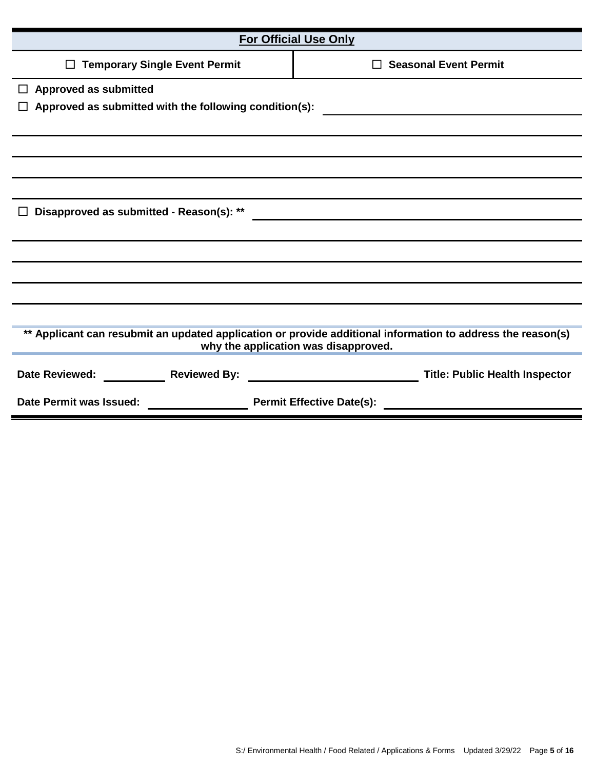## For Official Use Only

| ☐ **Temporary Single Event Permit** | ☐ **Seasonal Event Permit** |
| --- | --- |

☐ **Approved as submitted**

☐ **Approved as submitted with the following condition(s):** ______________________________

_____________________________________________________________________________

_____________________________________________________________________________

_____________________________________________________________________________

☐ **Disapproved as submitted - Reason(s): **** ______________________________

_____________________________________________________________________________

_____________________________________________________________________________

_____________________________________________________________________________

_____________________________________________________________________________

**** Applicant can resubmit an updated application or provide additional information to address the reason(s) why the application was disapproved.**

**Date Reviewed:** __________ **Reviewed By:** __________________________ **Title: Public Health Inspector**

**Date Permit was Issued:** ________________ **Permit Effective Date(s):** ______________________________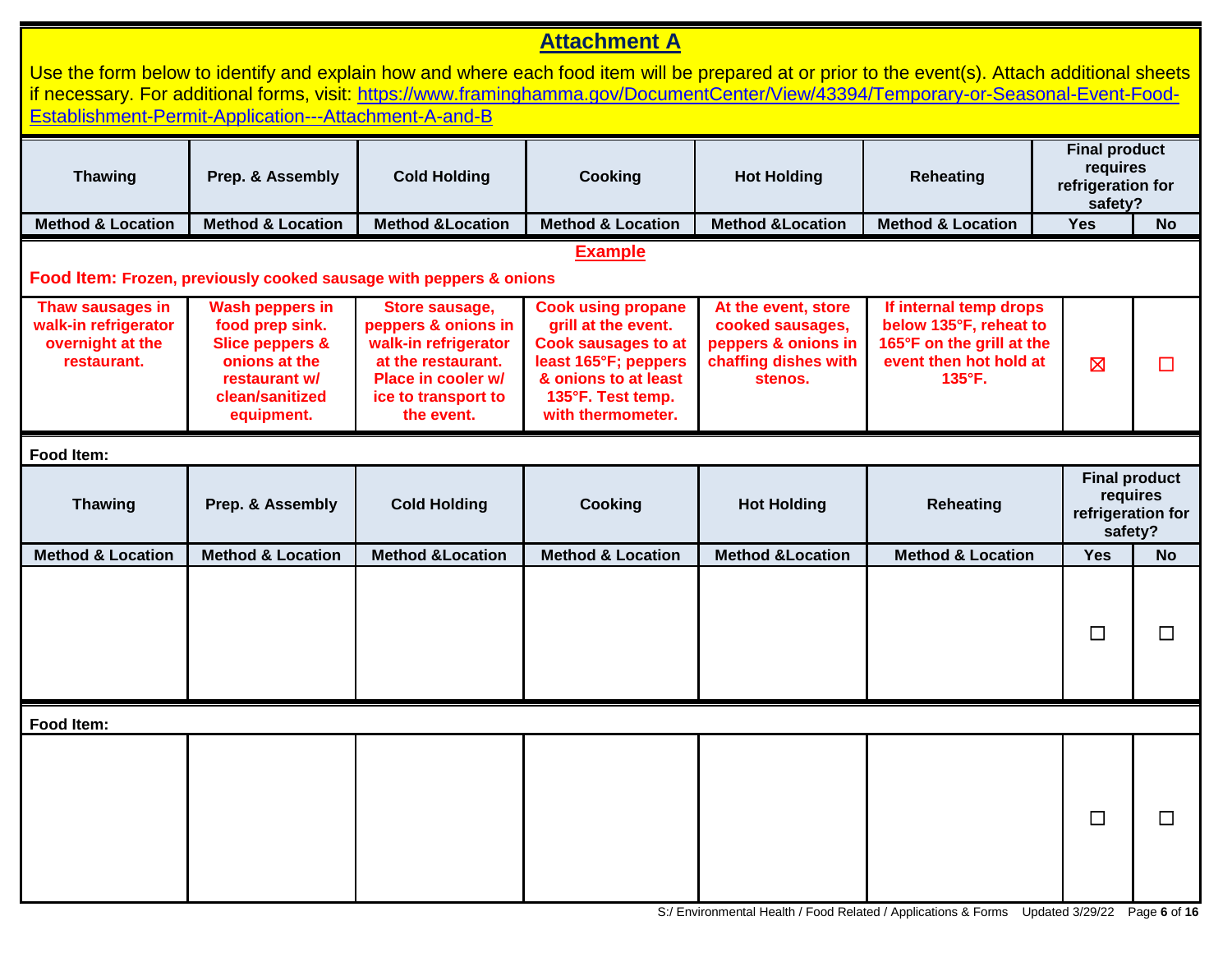## Attachment A

Use the form below to identify and explain how and where each food item will be prepared at or prior to the event(s). Attach additional sheets if necessary. For additional forms, visit: https://www.framinghamma.gov/DocumentCenter/View/43394/Temporary-or-Seasonal-Event-Food-Establishment-Permit-Application---Attachment-A-and-B

| Thawing | Prep. & Assembly | Cold Holding | Cooking | Hot Holding | Reheating | Final product requires refrigeration for safety? | |
|---|---|---|---|---|---|---|---|
| Method & Location | Method & Location | Method &Location | Method & Location | Method &Location | Method & Location | Yes | No |
| **Example** | | | | | | | |
| **Food Item: Frozen, previously cooked sausage with peppers & onions** | | | | | | | |
| Thaw sausages in walk-in refrigerator overnight at the restaurant. | Wash peppers in food prep sink. Slice peppers & onions at the restaurant w/ clean/sanitized equipment. | Store sausage, peppers & onions in walk-in refrigerator at the restaurant. Place in cooler w/ ice to transport to the event. | Cook using propane grill at the event. Cook sausages to at least 165°F; peppers & onions to at least 135°F. Test temp. with thermometer. | At the event, store cooked sausages, peppers & onions in chaffing dishes with stenos. | If internal temp drops below 135°F, reheat to 165°F on the grill at the event then hot hold at 135°F. | ☒ | ☐ |

**Food Item:**

| Thawing | Prep. & Assembly | Cold Holding | Cooking | Hot Holding | Reheating | Final product requires refrigeration for safety? | |
|---|---|---|---|---|---|---|---|
| Method & Location | Method & Location | Method &Location | Method & Location | Method &Location | Method & Location | Yes | No |
| | | | | | | ☐ | ☐ |

**Food Item:**

| Thawing | Prep. & Assembly | Cold Holding | Cooking | Hot Holding | Reheating | Yes | No |
|---|---|---|---|---|---|---|---|
| | | | | | | ☐ | ☐ |

S:/ Environmental Health / Food Related / Applications & Forms Updated 3/29/22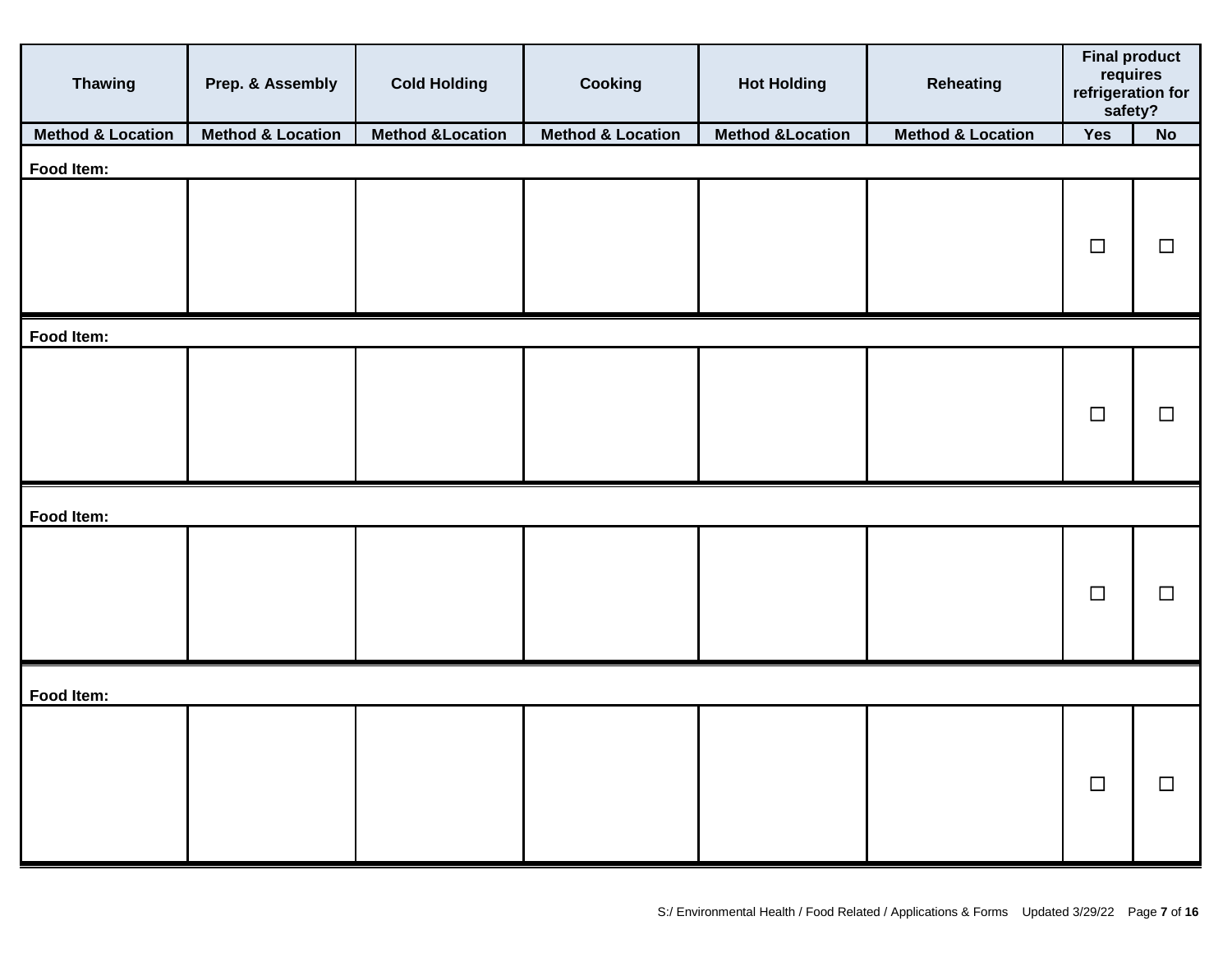| Thawing | Prep. & Assembly | Cold Holding | Cooking | Hot Holding | Reheating | Final product requires refrigeration for safety? | |
|---|---|---|---|---|---|---|---|
| Method & Location | Method & Location | Method &Location | Method & Location | Method &Location | Method & Location | Yes | No |
| **Food Item:** | | | | | | | |
| | | | | | | ☐ | ☐ |
| **Food Item:** | | | | | | | |
| | | | | | | ☐ | ☐ |
| **Food Item:** | | | | | | | |
| | | | | | | ☐ | ☐ |
| **Food Item:** | | | | | | | |
| | | | | | | ☐ | ☐ |

S:/ Environmental Health / Food Related / Applications & Forms Updated 3/29/22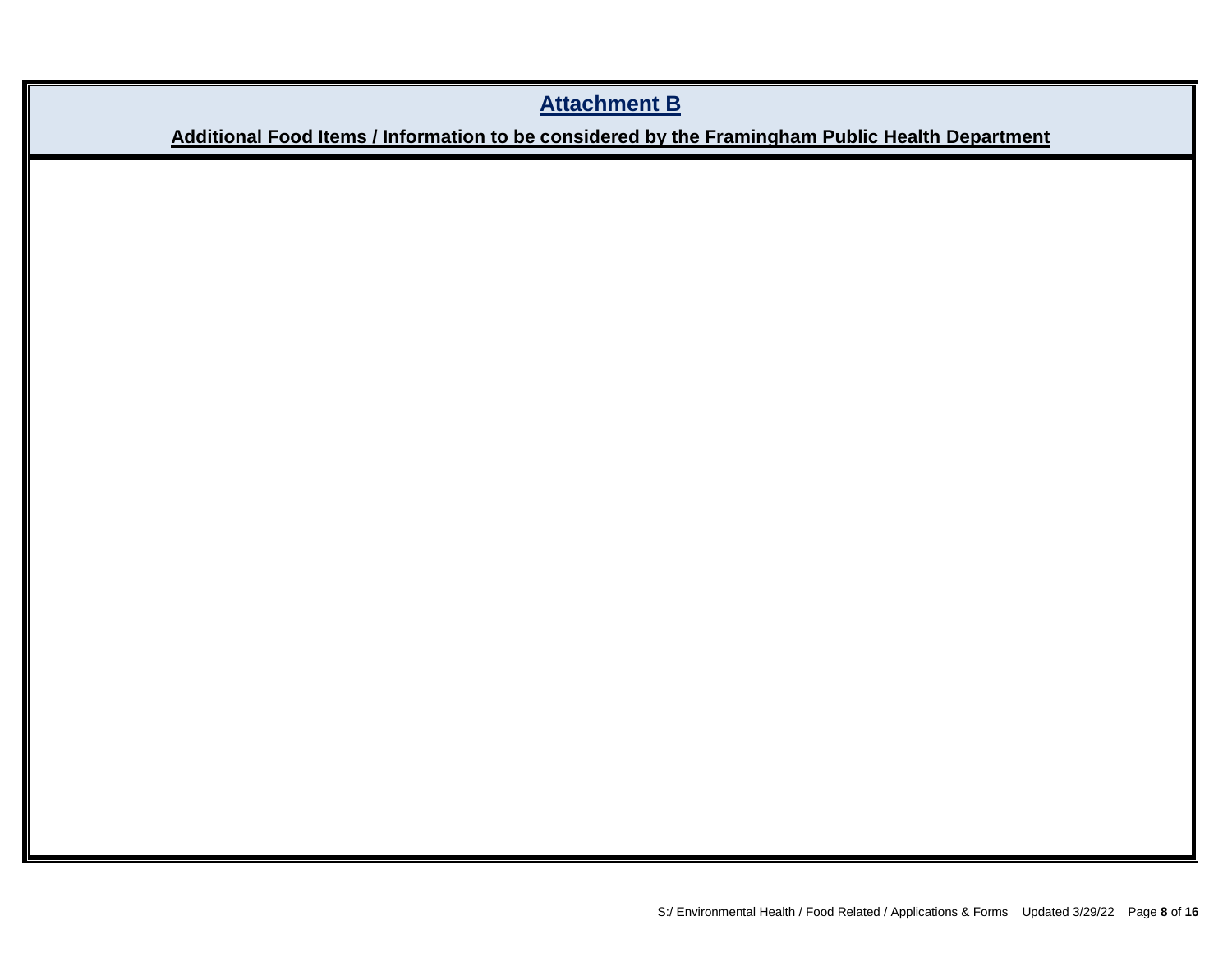## Attachment B

**Additional Food Items / Information to be considered by the Framingham Public Health Department**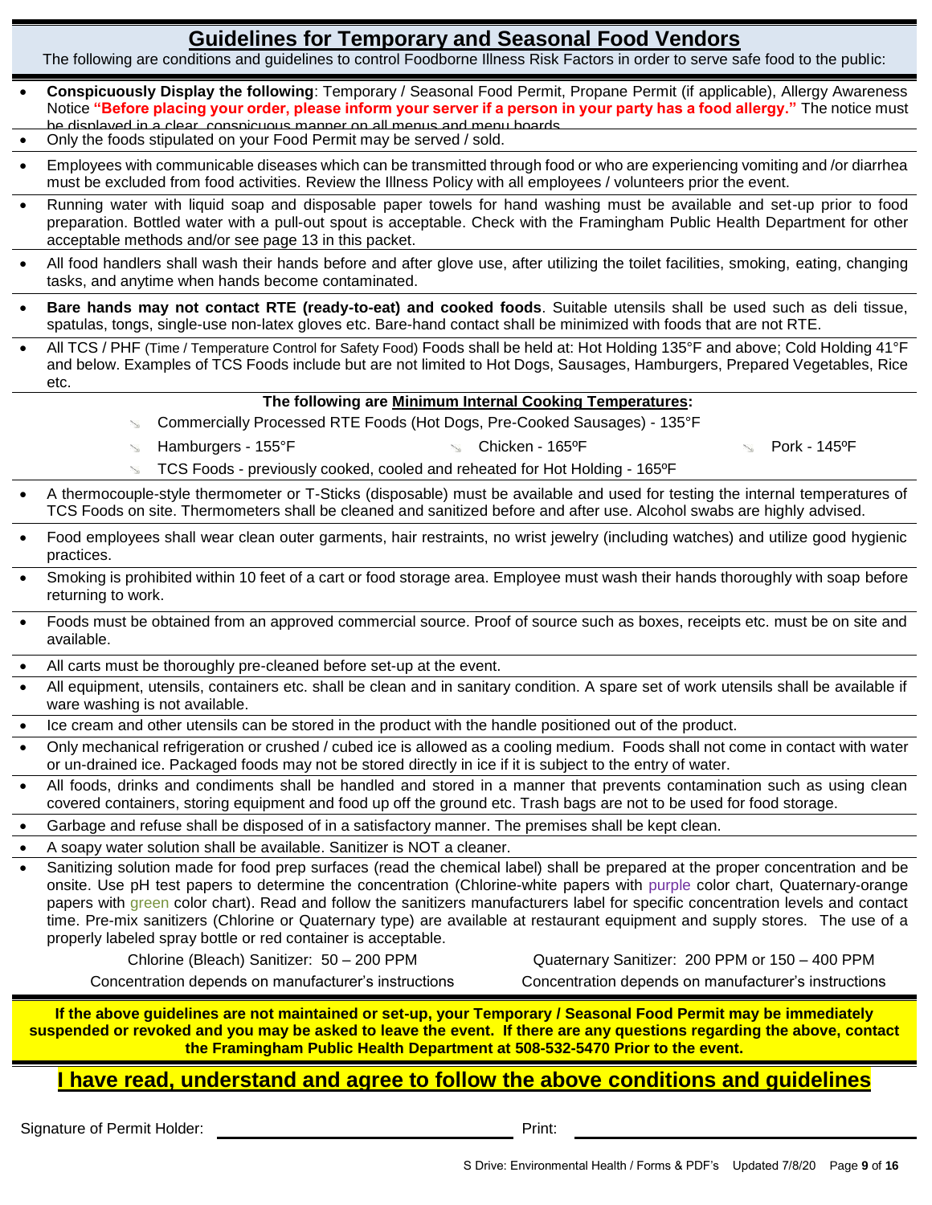# Guidelines for Temporary and Seasonal Food Vendors

The following are conditions and guidelines to control Foodborne Illness Risk Factors in order to serve safe food to the public:

- **Conspicuously Display the following**: Temporary / Seasonal Food Permit, Propane Permit (if applicable), Allergy Awareness Notice **"Before placing your order, please inform your server if a person in your party has a food allergy."** The notice must be displayed in a clear, conspicuous manner on all menus and menu boards.
- Only the foods stipulated on your Food Permit may be served / sold.
- Employees with communicable diseases which can be transmitted through food or who are experiencing vomiting and /or diarrhea must be excluded from food activities. Review the Illness Policy with all employees / volunteers prior the event.
- Running water with liquid soap and disposable paper towels for hand washing must be available and set-up prior to food preparation. Bottled water with a pull-out spout is acceptable. Check with the Framingham Public Health Department for other acceptable methods and/or see page 13 in this packet.
- All food handlers shall wash their hands before and after glove use, after utilizing the toilet facilities, smoking, eating, changing tasks, and anytime when hands become contaminated.
- **Bare hands may not contact RTE (ready-to-eat) and cooked foods**. Suitable utensils shall be used such as deli tissue, spatulas, tongs, single-use non-latex gloves etc. Bare-hand contact shall be minimized with foods that are not RTE.
- All TCS / PHF (Time / Temperature Control for Safety Food) Foods shall be held at: Hot Holding 135°F and above; Cold Holding 41°F and below. Examples of TCS Foods include but are not limited to Hot Dogs, Sausages, Hamburgers, Prepared Vegetables, Rice etc.

**The following are Minimum Internal Cooking Temperatures:**

- Commercially Processed RTE Foods (Hot Dogs, Pre-Cooked Sausages) - 135°F
- Hamburgers - 155°F
- Chicken - 165ºF
- Pork - 145ºF
- TCS Foods - previously cooked, cooled and reheated for Hot Holding - 165ºF

- A thermocouple-style thermometer or T-Sticks (disposable) must be available and used for testing the internal temperatures of TCS Foods on site. Thermometers shall be cleaned and sanitized before and after use. Alcohol swabs are highly advised.
- Food employees shall wear clean outer garments, hair restraints, no wrist jewelry (including watches) and utilize good hygienic practices.
- Smoking is prohibited within 10 feet of a cart or food storage area. Employee must wash their hands thoroughly with soap before returning to work.
- Foods must be obtained from an approved commercial source. Proof of source such as boxes, receipts etc. must be on site and available.
- All carts must be thoroughly pre-cleaned before set-up at the event.
- All equipment, utensils, containers etc. shall be clean and in sanitary condition. A spare set of work utensils shall be available if ware washing is not available.
- Ice cream and other utensils can be stored in the product with the handle positioned out of the product.
- Only mechanical refrigeration or crushed / cubed ice is allowed as a cooling medium. Foods shall not come in contact with water or un-drained ice. Packaged foods may not be stored directly in ice if it is subject to the entry of water.
- All foods, drinks and condiments shall be handled and stored in a manner that prevents contamination such as using clean covered containers, storing equipment and food up off the ground etc. Trash bags are not to be used for food storage.
- Garbage and refuse shall be disposed of in a satisfactory manner. The premises shall be kept clean.
- A soapy water solution shall be available. Sanitizer is NOT a cleaner.
- Sanitizing solution made for food prep surfaces (read the chemical label) shall be prepared at the proper concentration and be onsite. Use pH test papers to determine the concentration (Chlorine-white papers with purple color chart, Quaternary-orange papers with green color chart). Read and follow the sanitizers manufacturers label for specific concentration levels and contact time. Pre-mix sanitizers (Chlorine or Quaternary type) are available at restaurant equipment and supply stores. The use of a properly labeled spray bottle or red container is acceptable.

| Chlorine (Bleach) Sanitizer: 50 – 200 PPM | Quaternary Sanitizer: 200 PPM or 150 – 400 PPM |
|---|---|
| Concentration depends on manufacturer's instructions | Concentration depends on manufacturer's instructions |

**If the above guidelines are not maintained or set-up, your Temporary / Seasonal Food Permit may be immediately suspended or revoked and you may be asked to leave the event. If there are any questions regarding the above, contact the Framingham Public Health Department at 508-532-5470 Prior to the event.**

## I have read, understand and agree to follow the above conditions and guidelines

Signature of Permit Holder: ______________________ Print: ______________________

S Drive: Environmental Health / Forms & PDF's Updated 7/8/20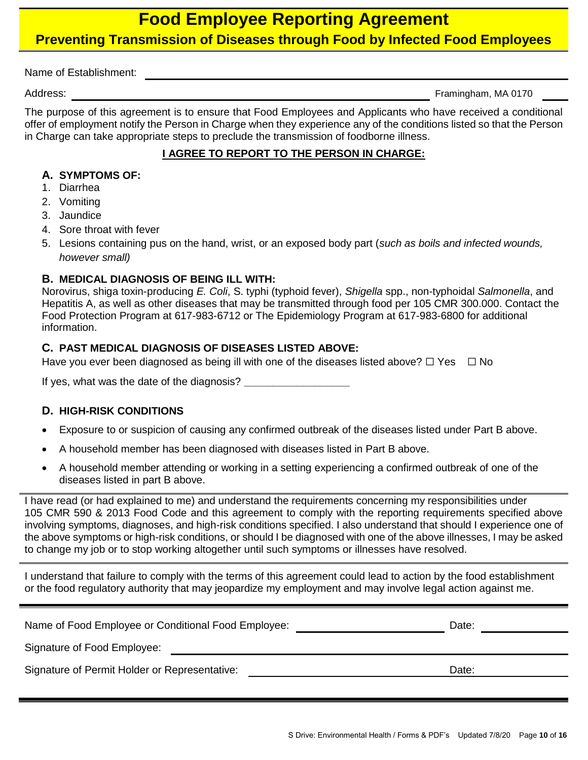# Food Employee Reporting Agreement

## Preventing Transmission of Diseases through Food by Infected Food Employees

Name of Establishment: ______________________________

Address: ______________________________ Framingham, MA 0170 ____

The purpose of this agreement is to ensure that Food Employees and Applicants who have received a conditional offer of employment notify the Person in Charge when they experience any of the conditions listed so that the Person in Charge can take appropriate steps to preclude the transmission of foodborne illness.

**I AGREE TO REPORT TO THE PERSON IN CHARGE:**

### A. SYMPTOMS OF:

1. Diarrhea
2. Vomiting
3. Jaundice
4. Sore throat with fever
5. Lesions containing pus on the hand, wrist, or an exposed body part (*such as boils and infected wounds, however small)*

### B. MEDICAL DIAGNOSIS OF BEING ILL WITH:

Norovirus, shiga toxin-producing *E. Coli*, S. typhi (typhoid fever), *Shigella* spp., non-typhoidal *Salmonella*, and Hepatitis A, as well as other diseases that may be transmitted through food per 105 CMR 300.000. Contact the Food Protection Program at 617-983-6712 or The Epidemiology Program at 617-983-6800 for additional information.

### C. PAST MEDICAL DIAGNOSIS OF DISEASES LISTED ABOVE:

Have you ever been diagnosed as being ill with one of the diseases listed above? ☐ Yes ☐ No

If yes, what was the date of the diagnosis? ______________

### D. HIGH-RISK CONDITIONS

- Exposure to or suspicion of causing any confirmed outbreak of the diseases listed under Part B above.
- A household member has been diagnosed with diseases listed in Part B above.
- A household member attending or working in a setting experiencing a confirmed outbreak of one of the diseases listed in part B above.

---

I have read (or had explained to me) and understand the requirements concerning my responsibilities under 105 CMR 590 & 2013 Food Code and this agreement to comply with the reporting requirements specified above involving symptoms, diagnoses, and high-risk conditions specified. I also understand that should I experience one of the above symptoms or high-risk conditions, or should I be diagnosed with one of the above illnesses, I may be asked to change my job or to stop working altogether until such symptoms or illnesses have resolved.

---

I understand that failure to comply with the terms of this agreement could lead to action by the food establishment or the food regulatory authority that may jeopardize my employment and may involve legal action against me.

---

Name of Food Employee or Conditional Food Employee: ______________________ Date: ____________

Signature of Food Employee: ______________________________

Signature of Permit Holder or Representative: ______________________ Date: ____________

S Drive: Environmental Health / Forms & PDF's Updated 7/8/20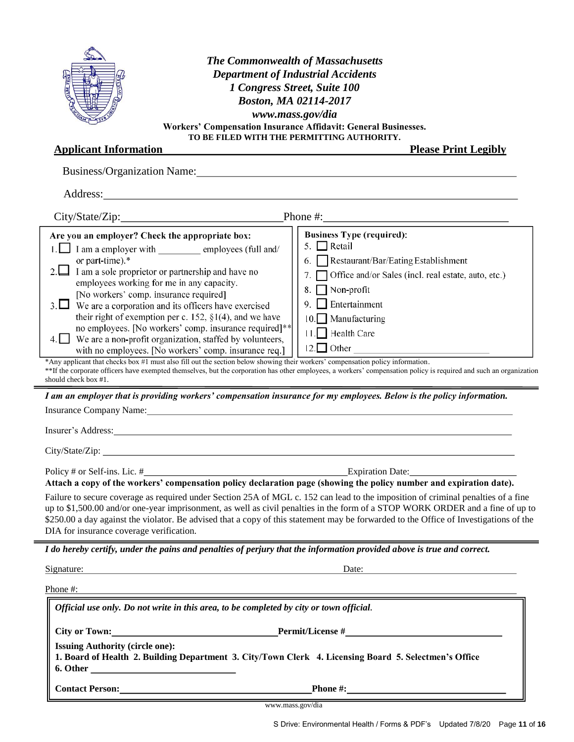# The Commonwealth of Massachusetts
## Department of Industrial Accidents
## 1 Congress Street, Suite 100
## Boston, MA 02114-2017
## www.mass.gov/dia

**Workers' Compensation Insurance Affidavit: General Businesses.**
**TO BE FILED WITH THE PERMITTING AUTHORITY.**

**Applicant Information** **Please Print Legibly**

Business/Organization Name: ______________________________

Address: ______________________________

City/State/Zip: ______________________________ Phone #: ______________________________

**Are you an employer? Check the appropriate box:**

1. ☐ I am a employer with ________ employees (full and/ or part-time).*
2. ☐ I am a sole proprietor or partnership and have no employees working for me in any capacity. [No workers' comp. insurance required]
3. ☐ We are a corporation and its officers have exercised their right of exemption per c. 152, §1(4), and we have no employees. [No workers' comp. insurance required]**
4. ☐ We are a non-profit organization, staffed by volunteers, with no employees. [No workers' comp. insurance req.]

**Business Type (required):**

5. ☐ Retail
6. ☐ Restaurant/Bar/Eating Establishment
7. ☐ Office and/or Sales (incl. real estate, auto, etc.)
8. ☐ Non-profit
9. ☐ Entertainment
10. ☐ Manufacturing
11. ☐ Health Care
12. ☐ Other ______________________________

*Any applicant that checks box #1 must also fill out the section below showing their workers' compensation policy information.
**If the corporate officers have exempted themselves, but the corporation has other employees, a workers' compensation policy is required and such an organization should check box #1.

***I am an employer that is providing workers' compensation insurance for my employees. Below is the policy information.***

Insurance Company Name: ______________________________

Insurer's Address: ______________________________

City/State/Zip: ______________________________

Policy # or Self-ins. Lic. # ______________________________ Expiration Date: ______________________________

**Attach a copy of the workers' compensation policy declaration page (showing the policy number and expiration date).**

Failure to secure coverage as required under Section 25A of MGL c. 152 can lead to the imposition of criminal penalties of a fine up to $1,500.00 and/or one-year imprisonment, as well as civil penalties in the form of a STOP WORK ORDER and a fine of up to $250.00 a day against the violator. Be advised that a copy of this statement may be forwarded to the Office of Investigations of the DIA for insurance coverage verification.

***I do hereby certify, under the pains and penalties of perjury that the information provided above is true and correct.***

Signature: ______________________________ Date: ______________________________

Phone #: ______________________________

***Official use only. Do not write in this area, to be completed by city or town official.***

**City or Town:** ______________________________ **Permit/License #** ______________________________

**Issuing Authority (circle one):**
**1. Board of Health 2. Building Department 3. City/Town Clerk 4. Licensing Board 5. Selectmen's Office 6. Other** ______________________________

**Contact Person:** ______________________________ **Phone #:** ______________________________

www.mass.gov/dia

S Drive: Environmental Health / Forms & PDF's Updated 7/8/20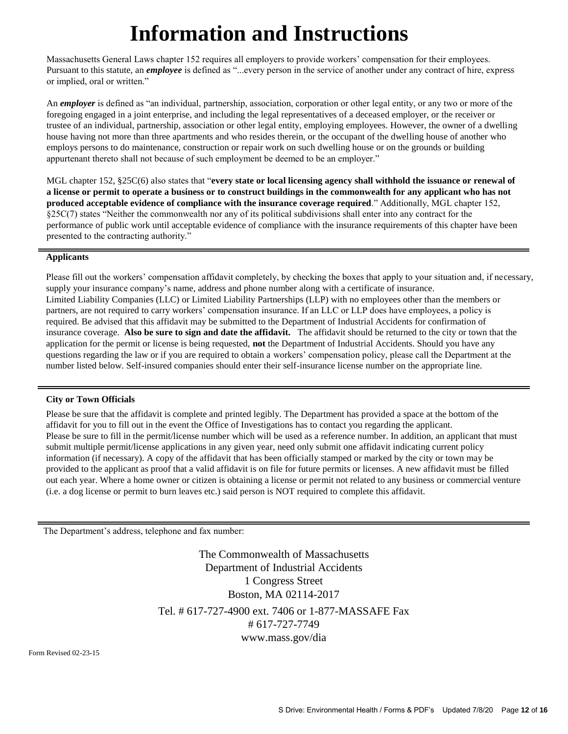# Information and Instructions

Massachusetts General Laws chapter 152 requires all employers to provide workers' compensation for their employees. Pursuant to this statute, an ***employee*** is defined as "...every person in the service of another under any contract of hire, express or implied, oral or written."

An ***employer*** is defined as "an individual, partnership, association, corporation or other legal entity, or any two or more of the foregoing engaged in a joint enterprise, and including the legal representatives of a deceased employer, or the receiver or trustee of an individual, partnership, association or other legal entity, employing employees. However, the owner of a dwelling house having not more than three apartments and who resides therein, or the occupant of the dwelling house of another who employs persons to do maintenance, construction or repair work on such dwelling house or on the grounds or building appurtenant thereto shall not because of such employment be deemed to be an employer."

MGL chapter 152, §25C(6) also states that "**every state or local licensing agency shall withhold the issuance or renewal of a license or permit to operate a business or to construct buildings in the commonwealth for any applicant who has not produced acceptable evidence of compliance with the insurance coverage required**." Additionally, MGL chapter 152, §25C(7) states "Neither the commonwealth nor any of its political subdivisions shall enter into any contract for the performance of public work until acceptable evidence of compliance with the insurance requirements of this chapter have been presented to the contracting authority."

---

**Applicants**

Please fill out the workers' compensation affidavit completely, by checking the boxes that apply to your situation and, if necessary, supply your insurance company's name, address and phone number along with a certificate of insurance.
Limited Liability Companies (LLC) or Limited Liability Partnerships (LLP) with no employees other than the members or partners, are not required to carry workers' compensation insurance. If an LLC or LLP does have employees, a policy is required. Be advised that this affidavit may be submitted to the Department of Industrial Accidents for confirmation of insurance coverage. **Also be sure to sign and date the affidavit.** The affidavit should be returned to the city or town that the application for the permit or license is being requested, **not** the Department of Industrial Accidents. Should you have any questions regarding the law or if you are required to obtain a workers' compensation policy, please call the Department at the number listed below. Self-insured companies should enter their self-insurance license number on the appropriate line.

---

**City or Town Officials**

Please be sure that the affidavit is complete and printed legibly. The Department has provided a space at the bottom of the affidavit for you to fill out in the event the Office of Investigations has to contact you regarding the applicant.
Please be sure to fill in the permit/license number which will be used as a reference number. In addition, an applicant that must submit multiple permit/license applications in any given year, need only submit one affidavit indicating current policy information (if necessary). A copy of the affidavit that has been officially stamped or marked by the city or town may be provided to the applicant as proof that a valid affidavit is on file for future permits or licenses. A new affidavit must be filled out each year. Where a home owner or citizen is obtaining a license or permit not related to any business or commercial venture (i.e. a dog license or permit to burn leaves etc.) said person is NOT required to complete this affidavit.

---

The Department's address, telephone and fax number:

The Commonwealth of Massachusetts
Department of Industrial Accidents
1 Congress Street
Boston, MA 02114-2017
Tel. # 617-727-4900 ext. 7406 or 1-877-MASSAFE Fax # 617-727-7749
www.mass.gov/dia

Form Revised 02-23-15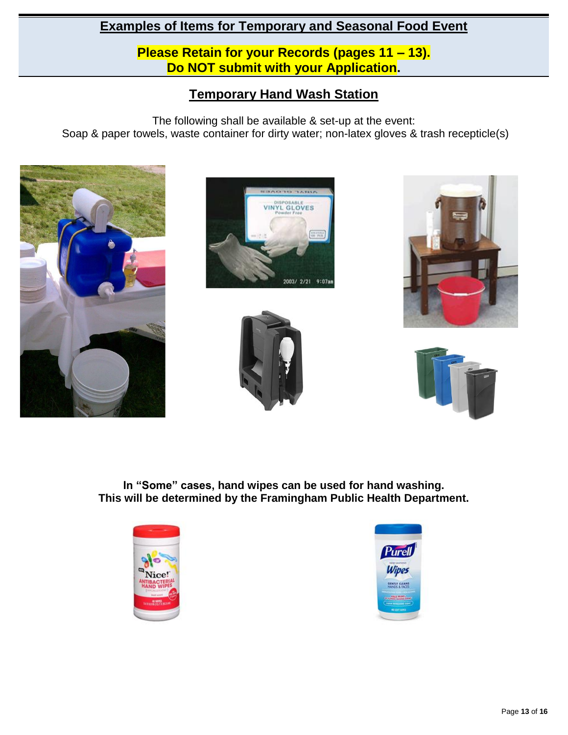## Examples of Items for Temporary and Seasonal Food Event

**Please Retain for your Records (pages 11 – 13).**
**Do NOT submit with your Application.**

### Temporary Hand Wash Station

The following shall be available & set-up at the event:
Soap & paper towels, waste container for dirty water; non-latex gloves & trash recepticle(s)

**In "Some" cases, hand wipes can be used for hand washing.**
**This will be determined by the Framingham Public Health Department.**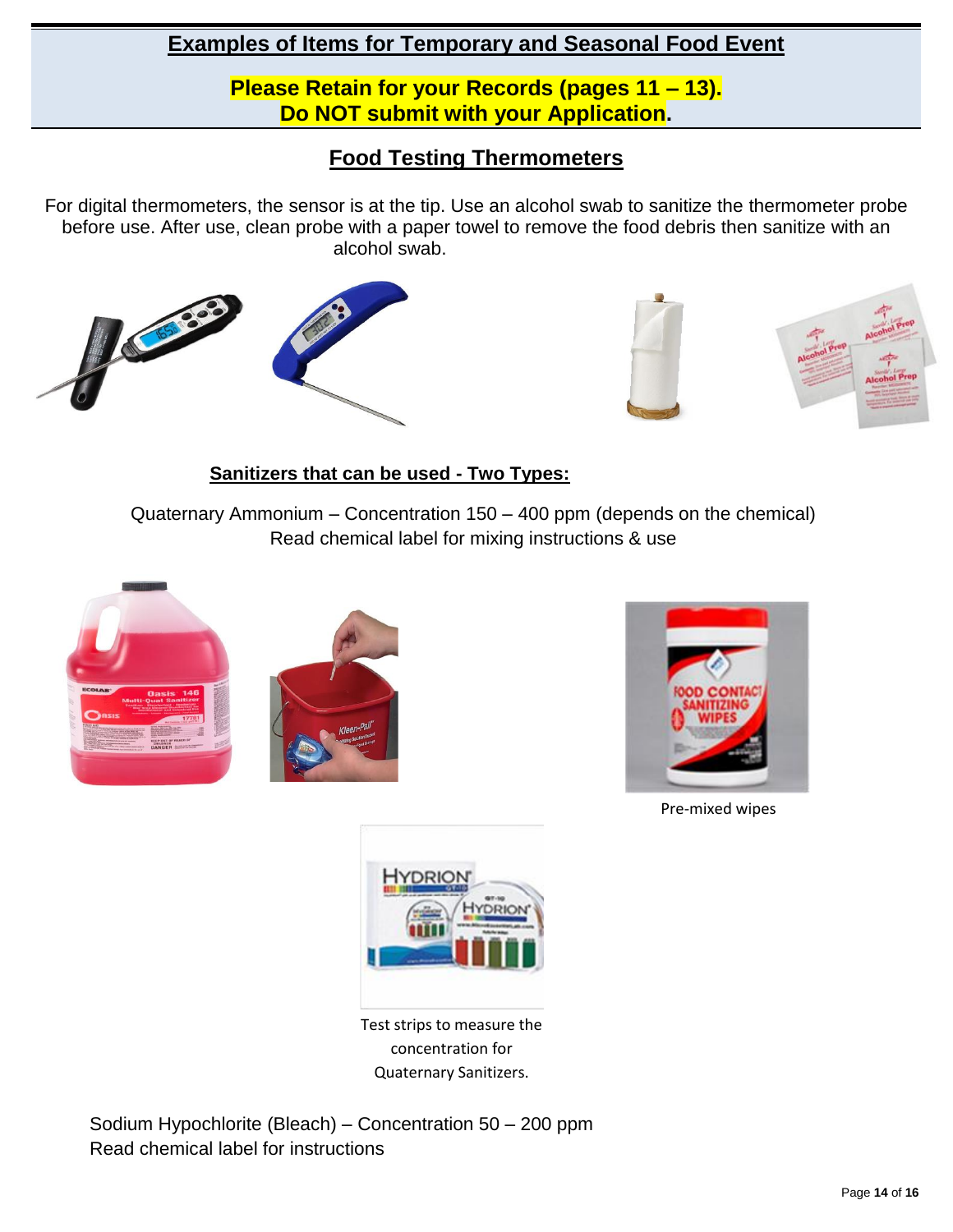## Examples of Items for Temporary and Seasonal Food Event

**Please Retain for your Records (pages 11 – 13).**
**Do NOT submit with your Application.**

## Food Testing Thermometers

For digital thermometers, the sensor is at the tip. Use an alcohol swab to sanitize the thermometer probe before use. After use, clean probe with a paper towel to remove the food debris then sanitize with an alcohol swab.

### Sanitizers that can be used - Two Types:

Quaternary Ammonium – Concentration 150 – 400 ppm (depends on the chemical)
Read chemical label for mixing instructions & use

Pre-mixed wipes

Test strips to measure the concentration for Quaternary Sanitizers.

Sodium Hypochlorite (Bleach) – Concentration 50 – 200 ppm
Read chemical label for instructions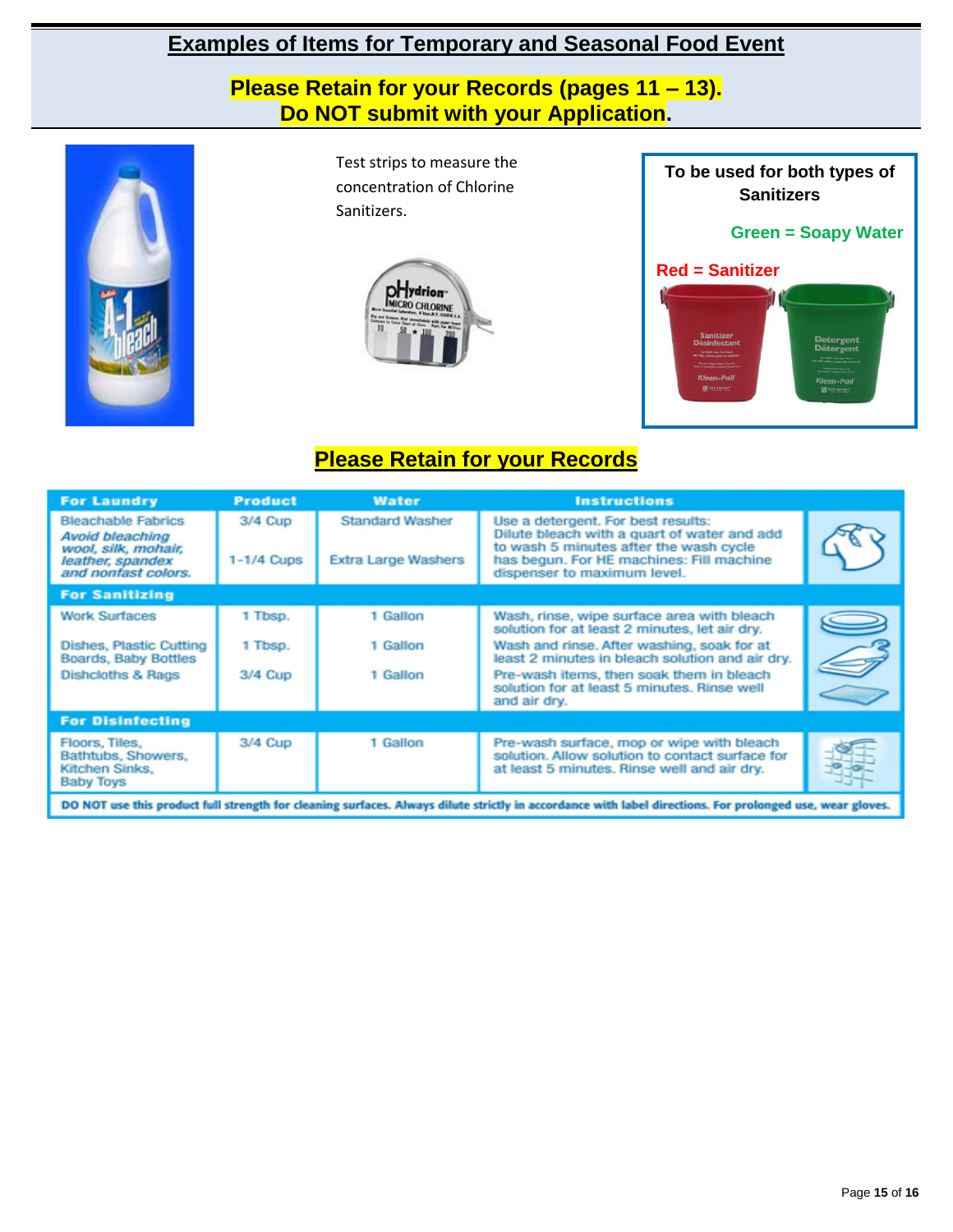# Examples of Items for Temporary and Seasonal Food Event

**Please Retain for your Records (pages 11 – 13).**
**Do NOT submit with your Application.**

Test strips to measure the concentration of Chlorine Sanitizers.

**To be used for both types of Sanitizers**

**Green = Soapy Water**

**Red = Sanitizer**

## Please Retain for your Records

| For Laundry | Product | Water | Instructions |
|---|---|---|---|
| Bleachable Fabrics<br>*Avoid bleaching wool, silk, mohair, leather, spandex and nonfast colors.* | 3/4 Cup<br>1-1/4 Cups | Standard Washer<br>Extra Large Washers | Use a detergent. For best results: Dilute bleach with a quart of water and add to wash 5 minutes after the wash cycle has begun. For HE machines: Fill machine dispenser to maximum level. |
| **For Sanitizing** | | | |
| Work Surfaces | 1 Tbsp. | 1 Gallon | Wash, rinse, wipe surface area with bleach solution for at least 2 minutes, let air dry. |
| Dishes, Plastic Cutting Boards, Baby Bottles | 1 Tbsp. | 1 Gallon | Wash and rinse. After washing, soak for at least 2 minutes in bleach solution and air dry. |
| Dishcloths & Rags | 3/4 Cup | 1 Gallon | Pre-wash items, then soak them in bleach solution for at least 5 minutes. Rinse well and air dry. |
| **For Disinfecting** | | | |
| Floors, Tiles, Bathtubs, Showers, Kitchen Sinks, Baby Toys | 3/4 Cup | 1 Gallon | Pre-wash surface, mop or wipe with bleach solution. Allow solution to contact surface for at least 5 minutes. Rinse well and air dry. |

**DO NOT use this product full strength for cleaning surfaces. Always dilute strictly in accordance with label directions. For prolonged use, wear gloves.**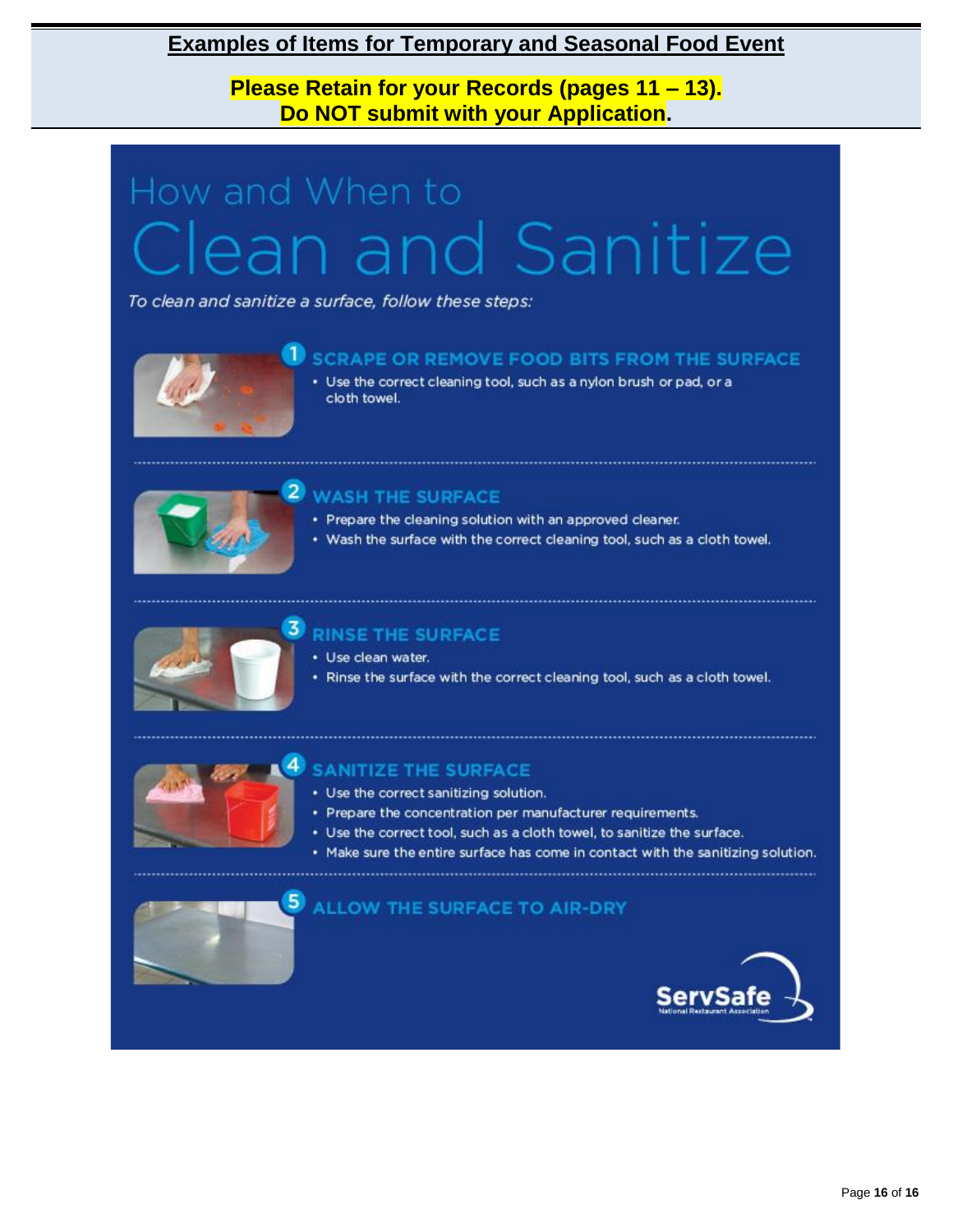## Examples of Items for Temporary and Seasonal Food Event

**Please Retain for your Records (pages 11 – 13).**
**Do NOT submit with your Application.**

# How and When to Clean and Sanitize

*To clean and sanitize a surface, follow these steps:*

### 1 SCRAPE OR REMOVE FOOD BITS FROM THE SURFACE

- Use the correct cleaning tool, such as a nylon brush or pad, or a cloth towel.

### 2 WASH THE SURFACE

- Prepare the cleaning solution with an approved cleaner.
- Wash the surface with the correct cleaning tool, such as a cloth towel.

### 3 RINSE THE SURFACE

- Use clean water.
- Rinse the surface with the correct cleaning tool, such as a cloth towel.

### 4 SANITIZE THE SURFACE

- Use the correct sanitizing solution.
- Prepare the concentration per manufacturer requirements.
- Use the correct tool, such as a cloth towel, to sanitize the surface.
- Make sure the entire surface has come in contact with the sanitizing solution.

### 5 ALLOW THE SURFACE TO AIR-DRY

ServSafe
National Restaurant Association